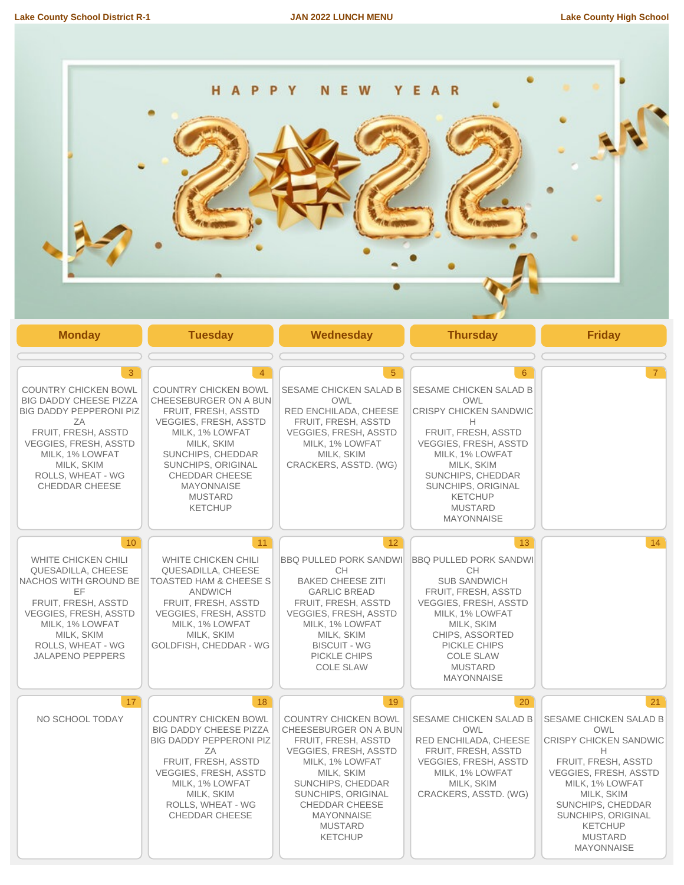Lake County School District R-1 | JAN 2022 LUNCH MENU | Lake County High School

HAPPY NEW YEAR 2022

| Monday | Tuesday | Wednesday | Thursday | Friday |
|---|---|---|---|---|
| **3**<br>COUNTRY CHICKEN BOWL<br>BIG DADDY CHEESE PIZZA<br>BIG DADDY PEPPERONI PIZZA<br>FRUIT, FRESH, ASSTD<br>VEGGIES, FRESH, ASSTD<br>MILK, 1% LOWFAT<br>MILK, SKIM<br>ROLLS, WHEAT - WG<br>CHEDDAR CHEESE | **4**<br>COUNTRY CHICKEN BOWL<br>CHEESEBURGER ON A BUN<br>FRUIT, FRESH, ASSTD<br>VEGGIES, FRESH, ASSTD<br>MILK, 1% LOWFAT<br>MILK, SKIM<br>SUNCHIPS, CHEDDAR<br>SUNCHIPS, ORIGINAL<br>CHEDDAR CHEESE<br>MAYONNAISE<br>MUSTARD<br>KETCHUP | **5**<br>SESAME CHICKEN SALAD BOWL<br>RED ENCHILADA, CHEESE<br>FRUIT, FRESH, ASSTD<br>VEGGIES, FRESH, ASSTD<br>MILK, 1% LOWFAT<br>MILK, SKIM<br>CRACKERS, ASSTD. (WG) | **6**<br>SESAME CHICKEN SALAD BOWL<br>CRISPY CHICKEN SANDWICH<br>FRUIT, FRESH, ASSTD<br>VEGGIES, FRESH, ASSTD<br>MILK, 1% LOWFAT<br>MILK, SKIM<br>SUNCHIPS, CHEDDAR<br>SUNCHIPS, ORIGINAL<br>KETCHUP<br>MUSTARD<br>MAYONNAISE | **7** |
| **10**<br>WHITE CHICKEN CHILI<br>QUESADILLA, CHEESE<br>NACHOS WITH GROUND BEEF<br>FRUIT, FRESH, ASSTD<br>VEGGIES, FRESH, ASSTD<br>MILK, 1% LOWFAT<br>MILK, SKIM<br>ROLLS, WHEAT - WG<br>JALAPENO PEPPERS | **11**<br>WHITE CHICKEN CHILI<br>QUESADILLA, CHEESE<br>TOASTED HAM & CHEESE SANDWICH<br>FRUIT, FRESH, ASSTD<br>VEGGIES, FRESH, ASSTD<br>MILK, 1% LOWFAT<br>MILK, SKIM<br>GOLDFISH, CHEDDAR - WG | **12**<br>BBQ PULLED PORK SANDWICH<br>BAKED CHEESE ZITI<br>GARLIC BREAD<br>FRUIT, FRESH, ASSTD<br>VEGGIES, FRESH, ASSTD<br>MILK, 1% LOWFAT<br>MILK, SKIM<br>BISCUIT - WG<br>PICKLE CHIPS<br>COLE SLAW | **13**<br>BBQ PULLED PORK SANDWICH<br>SUB SANDWICH<br>FRUIT, FRESH, ASSTD<br>VEGGIES, FRESH, ASSTD<br>MILK, 1% LOWFAT<br>MILK, SKIM<br>CHIPS, ASSORTED<br>PICKLE CHIPS<br>COLE SLAW<br>MUSTARD<br>MAYONNAISE | **14** |
| **17**<br>NO SCHOOL TODAY | **18**<br>COUNTRY CHICKEN BOWL<br>BIG DADDY CHEESE PIZZA<br>BIG DADDY PEPPERONI PIZZA<br>FRUIT, FRESH, ASSTD<br>VEGGIES, FRESH, ASSTD<br>MILK, 1% LOWFAT<br>MILK, SKIM<br>ROLLS, WHEAT - WG<br>CHEDDAR CHEESE | **19**<br>COUNTRY CHICKEN BOWL<br>CHEESEBURGER ON A BUN<br>FRUIT, FRESH, ASSTD<br>VEGGIES, FRESH, ASSTD<br>MILK, 1% LOWFAT<br>MILK, SKIM<br>SUNCHIPS, CHEDDAR<br>SUNCHIPS, ORIGINAL<br>CHEDDAR CHEESE<br>MAYONNAISE<br>MUSTARD<br>KETCHUP | **20**<br>SESAME CHICKEN SALAD BOWL<br>RED ENCHILADA, CHEESE<br>FRUIT, FRESH, ASSTD<br>VEGGIES, FRESH, ASSTD<br>MILK, 1% LOWFAT<br>MILK, SKIM<br>CRACKERS, ASSTD. (WG) | **21**<br>SESAME CHICKEN SALAD BOWL<br>CRISPY CHICKEN SANDWICH<br>FRUIT, FRESH, ASSTD<br>VEGGIES, FRESH, ASSTD<br>MILK, 1% LOWFAT<br>MILK, SKIM<br>SUNCHIPS, CHEDDAR<br>SUNCHIPS, ORIGINAL<br>KETCHUP<br>MUSTARD<br>MAYONNAISE |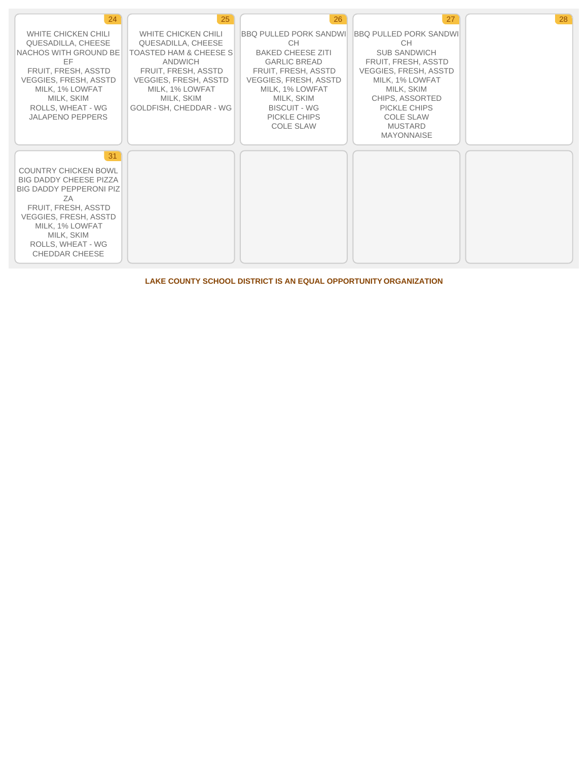| | | | | |
|---|---|---|---|---|
| **24**<br>WHITE CHICKEN CHILI<br>QUESADILLA, CHEESE<br>NACHOS WITH GROUND BEEF<br>FRUIT, FRESH, ASSTD<br>VEGGIES, FRESH, ASSTD<br>MILK, 1% LOWFAT<br>MILK, SKIM<br>ROLLS, WHEAT - WG<br>JALAPENO PEPPERS | **25**<br>WHITE CHICKEN CHILI<br>QUESADILLA, CHEESE<br>TOASTED HAM & CHEESE SANDWICH<br>FRUIT, FRESH, ASSTD<br>VEGGIES, FRESH, ASSTD<br>MILK, 1% LOWFAT<br>MILK, SKIM<br>GOLDFISH, CHEDDAR - WG | **26**<br>BBQ PULLED PORK SANDWICH<br>BAKED CHEESE ZITI<br>GARLIC BREAD<br>FRUIT, FRESH, ASSTD<br>VEGGIES, FRESH, ASSTD<br>MILK, 1% LOWFAT<br>MILK, SKIM<br>BISCUIT - WG<br>PICKLE CHIPS<br>COLE SLAW | **27**<br>BBQ PULLED PORK SANDWICH<br>SUB SANDWICH<br>FRUIT, FRESH, ASSTD<br>VEGGIES, FRESH, ASSTD<br>MILK, 1% LOWFAT<br>MILK, SKIM<br>CHIPS, ASSORTED<br>PICKLE CHIPS<br>COLE SLAW<br>MUSTARD<br>MAYONNAISE | **28** |
| **31**<br>COUNTRY CHICKEN BOWL<br>BIG DADDY CHEESE PIZZA<br>BIG DADDY PEPPERONI PIZZA<br>FRUIT, FRESH, ASSTD<br>VEGGIES, FRESH, ASSTD<br>MILK, 1% LOWFAT<br>MILK, SKIM<br>ROLLS, WHEAT - WG<br>CHEDDAR CHEESE | | | | |

**LAKE COUNTY SCHOOL DISTRICT IS AN EQUAL OPPORTUNITY ORGANIZATION**